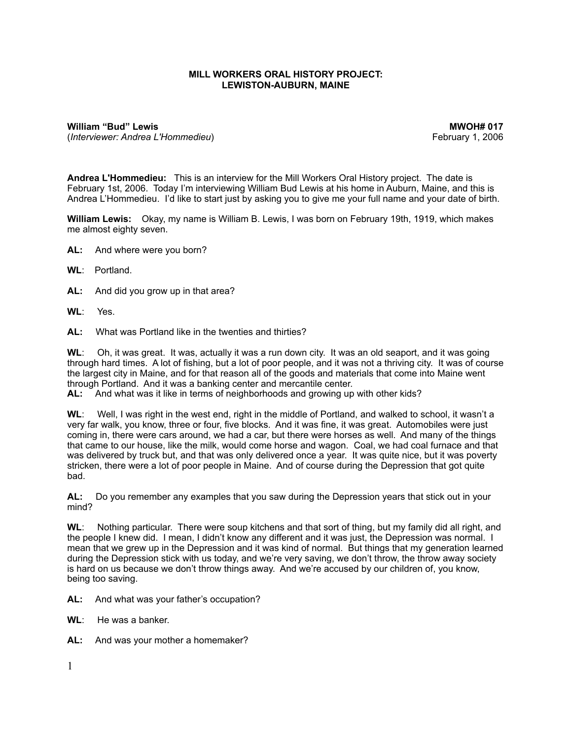# MILL WORKERS ORAL HISTORY PROJECT: LEWISTON-AUBURN, MAINE

**William "Bud" Lewis** **MWOH# 017**
(*Interviewer: Andrea L'Hommedieu*) February 1, 2006

**Andrea L'Hommedieu:** This is an interview for the Mill Workers Oral History project. The date is February 1st, 2006. Today I'm interviewing William Bud Lewis at his home in Auburn, Maine, and this is Andrea L'Hommedieu. I'd like to start just by asking you to give me your full name and your date of birth.

**William Lewis:** Okay, my name is William B. Lewis, I was born on February 19th, 1919, which makes me almost eighty seven.

**AL:** And where were you born?

**WL**: Portland.

**AL:** And did you grow up in that area?

**WL**: Yes.

**AL:** What was Portland like in the twenties and thirties?

**WL**: Oh, it was great. It was, actually it was a run down city. It was an old seaport, and it was going through hard times. A lot of fishing, but a lot of poor people, and it was not a thriving city. It was of course the largest city in Maine, and for that reason all of the goods and materials that come into Maine went through Portland. And it was a banking center and mercantile center.

**AL:** And what was it like in terms of neighborhoods and growing up with other kids?

**WL**: Well, I was right in the west end, right in the middle of Portland, and walked to school, it wasn't a very far walk, you know, three or four, five blocks. And it was fine, it was great. Automobiles were just coming in, there were cars around, we had a car, but there were horses as well. And many of the things that came to our house, like the milk, would come horse and wagon. Coal, we had coal furnace and that was delivered by truck but, and that was only delivered once a year. It was quite nice, but it was poverty stricken, there were a lot of poor people in Maine. And of course during the Depression that got quite bad.

**AL:** Do you remember any examples that you saw during the Depression years that stick out in your mind?

**WL**: Nothing particular. There were soup kitchens and that sort of thing, but my family did all right, and the people I knew did. I mean, I didn't know any different and it was just, the Depression was normal. I mean that we grew up in the Depression and it was kind of normal. But things that my generation learned during the Depression stick with us today, and we're very saving, we don't throw, the throw away society is hard on us because we don't throw things away. And we're accused by our children of, you know, being too saving.

**AL:** And what was your father's occupation?

**WL**: He was a banker.

**AL:** And was your mother a homemaker?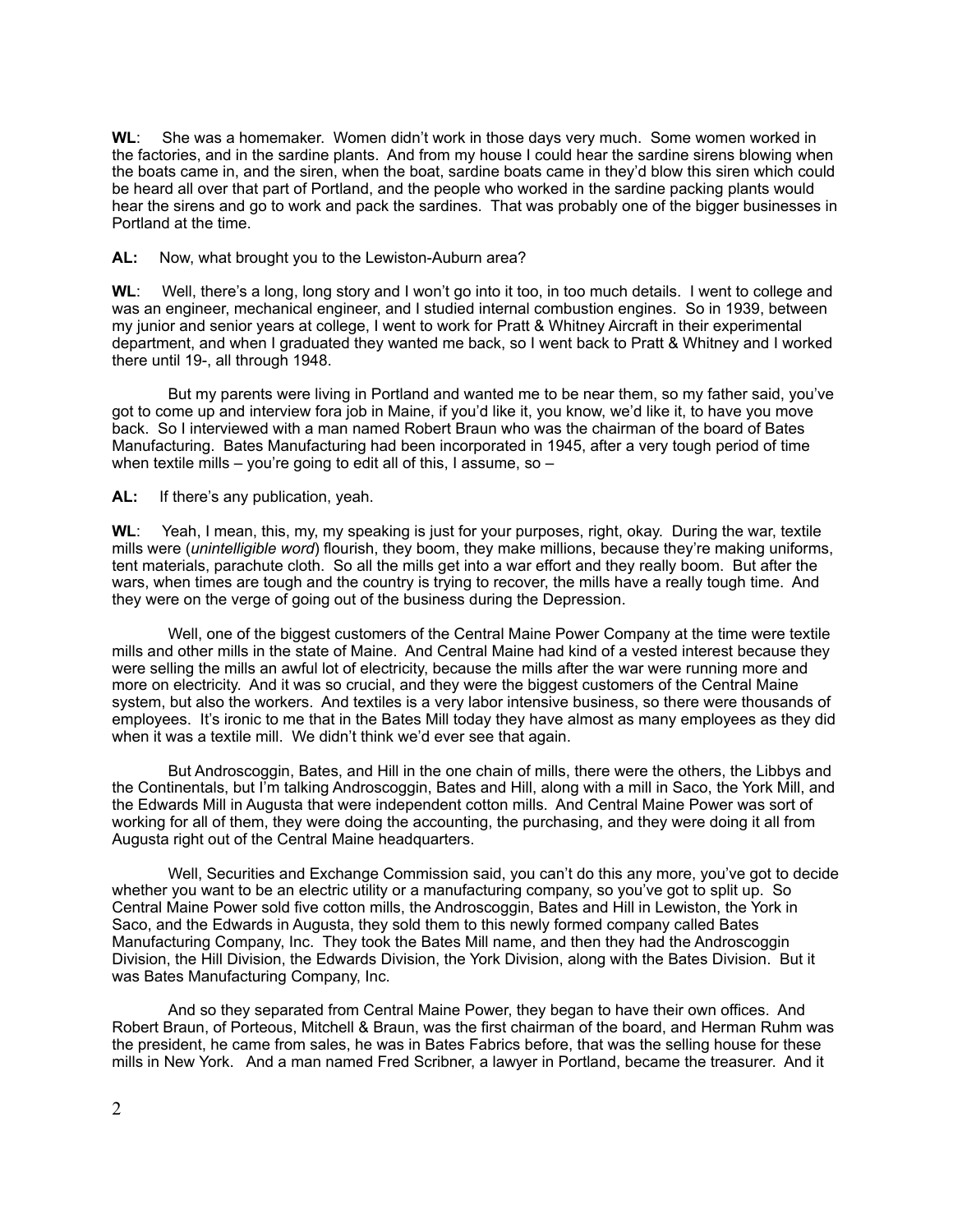**WL**: She was a homemaker. Women didn't work in those days very much. Some women worked in the factories, and in the sardine plants. And from my house I could hear the sardine sirens blowing when the boats came in, and the siren, when the boat, sardine boats came in they'd blow this siren which could be heard all over that part of Portland, and the people who worked in the sardine packing plants would hear the sirens and go to work and pack the sardines. That was probably one of the bigger businesses in Portland at the time.

**AL:** Now, what brought you to the Lewiston-Auburn area?

**WL**: Well, there's a long, long story and I won't go into it too, in too much details. I went to college and was an engineer, mechanical engineer, and I studied internal combustion engines. So in 1939, between my junior and senior years at college, I went to work for Pratt & Whitney Aircraft in their experimental department, and when I graduated they wanted me back, so I went back to Pratt & Whitney and I worked there until 19-, all through 1948.

But my parents were living in Portland and wanted me to be near them, so my father said, you've got to come up and interview fora job in Maine, if you'd like it, you know, we'd like it, to have you move back. So I interviewed with a man named Robert Braun who was the chairman of the board of Bates Manufacturing. Bates Manufacturing had been incorporated in 1945, after a very tough period of time when textile mills – you're going to edit all of this, I assume, so –

**AL:** If there's any publication, yeah.

**WL**: Yeah, I mean, this, my, my speaking is just for your purposes, right, okay. During the war, textile mills were (*unintelligible word*) flourish, they boom, they make millions, because they're making uniforms, tent materials, parachute cloth. So all the mills get into a war effort and they really boom. But after the wars, when times are tough and the country is trying to recover, the mills have a really tough time. And they were on the verge of going out of the business during the Depression.

Well, one of the biggest customers of the Central Maine Power Company at the time were textile mills and other mills in the state of Maine. And Central Maine had kind of a vested interest because they were selling the mills an awful lot of electricity, because the mills after the war were running more and more on electricity. And it was so crucial, and they were the biggest customers of the Central Maine system, but also the workers. And textiles is a very labor intensive business, so there were thousands of employees. It's ironic to me that in the Bates Mill today they have almost as many employees as they did when it was a textile mill. We didn't think we'd ever see that again.

But Androscoggin, Bates, and Hill in the one chain of mills, there were the others, the Libbys and the Continentals, but I'm talking Androscoggin, Bates and Hill, along with a mill in Saco, the York Mill, and the Edwards Mill in Augusta that were independent cotton mills. And Central Maine Power was sort of working for all of them, they were doing the accounting, the purchasing, and they were doing it all from Augusta right out of the Central Maine headquarters.

Well, Securities and Exchange Commission said, you can't do this any more, you've got to decide whether you want to be an electric utility or a manufacturing company, so you've got to split up. So Central Maine Power sold five cotton mills, the Androscoggin, Bates and Hill in Lewiston, the York in Saco, and the Edwards in Augusta, they sold them to this newly formed company called Bates Manufacturing Company, Inc. They took the Bates Mill name, and then they had the Androscoggin Division, the Hill Division, the Edwards Division, the York Division, along with the Bates Division. But it was Bates Manufacturing Company, Inc.

And so they separated from Central Maine Power, they began to have their own offices. And Robert Braun, of Porteous, Mitchell & Braun, was the first chairman of the board, and Herman Ruhm was the president, he came from sales, he was in Bates Fabrics before, that was the selling house for these mills in New York. And a man named Fred Scribner, a lawyer in Portland, became the treasurer. And it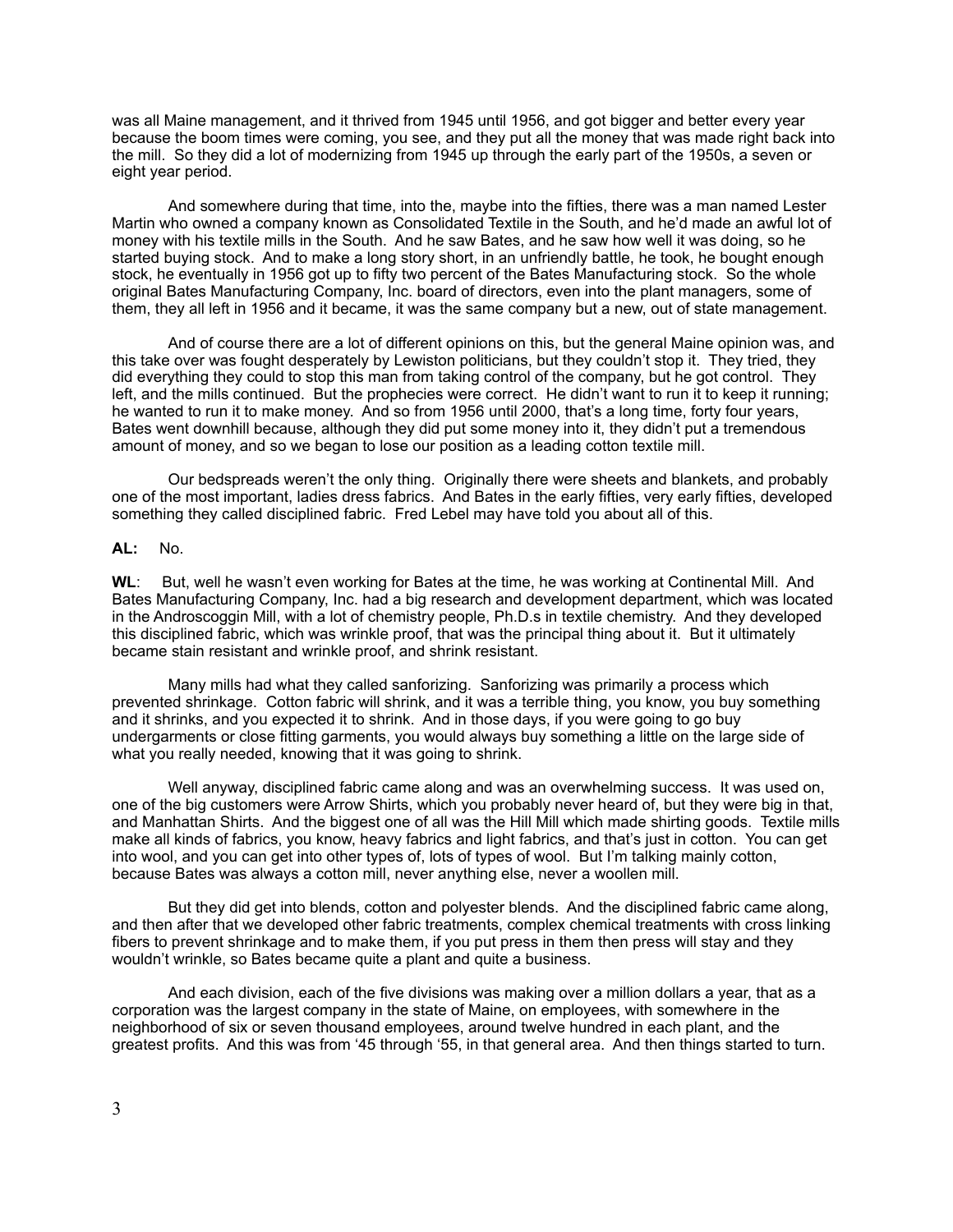was all Maine management, and it thrived from 1945 until 1956, and got bigger and better every year because the boom times were coming, you see, and they put all the money that was made right back into the mill. So they did a lot of modernizing from 1945 up through the early part of the 1950s, a seven or eight year period.

And somewhere during that time, into the, maybe into the fifties, there was a man named Lester Martin who owned a company known as Consolidated Textile in the South, and he'd made an awful lot of money with his textile mills in the South. And he saw Bates, and he saw how well it was doing, so he started buying stock. And to make a long story short, in an unfriendly battle, he took, he bought enough stock, he eventually in 1956 got up to fifty two percent of the Bates Manufacturing stock. So the whole original Bates Manufacturing Company, Inc. board of directors, even into the plant managers, some of them, they all left in 1956 and it became, it was the same company but a new, out of state management.

And of course there are a lot of different opinions on this, but the general Maine opinion was, and this take over was fought desperately by Lewiston politicians, but they couldn't stop it. They tried, they did everything they could to stop this man from taking control of the company, but he got control. They left, and the mills continued. But the prophecies were correct. He didn't want to run it to keep it running; he wanted to run it to make money. And so from 1956 until 2000, that's a long time, forty four years, Bates went downhill because, although they did put some money into it, they didn't put a tremendous amount of money, and so we began to lose our position as a leading cotton textile mill.

Our bedspreads weren't the only thing. Originally there were sheets and blankets, and probably one of the most important, ladies dress fabrics. And Bates in the early fifties, very early fifties, developed something they called disciplined fabric. Fred Lebel may have told you about all of this.

**AL:** No.

**WL**: But, well he wasn't even working for Bates at the time, he was working at Continental Mill. And Bates Manufacturing Company, Inc. had a big research and development department, which was located in the Androscoggin Mill, with a lot of chemistry people, Ph.D.s in textile chemistry. And they developed this disciplined fabric, which was wrinkle proof, that was the principal thing about it. But it ultimately became stain resistant and wrinkle proof, and shrink resistant.

Many mills had what they called sanforizing. Sanforizing was primarily a process which prevented shrinkage. Cotton fabric will shrink, and it was a terrible thing, you know, you buy something and it shrinks, and you expected it to shrink. And in those days, if you were going to go buy undergarments or close fitting garments, you would always buy something a little on the large side of what you really needed, knowing that it was going to shrink.

Well anyway, disciplined fabric came along and was an overwhelming success. It was used on, one of the big customers were Arrow Shirts, which you probably never heard of, but they were big in that, and Manhattan Shirts. And the biggest one of all was the Hill Mill which made shirting goods. Textile mills make all kinds of fabrics, you know, heavy fabrics and light fabrics, and that's just in cotton. You can get into wool, and you can get into other types of, lots of types of wool. But I'm talking mainly cotton, because Bates was always a cotton mill, never anything else, never a woollen mill.

But they did get into blends, cotton and polyester blends. And the disciplined fabric came along, and then after that we developed other fabric treatments, complex chemical treatments with cross linking fibers to prevent shrinkage and to make them, if you put press in them then press will stay and they wouldn't wrinkle, so Bates became quite a plant and quite a business.

And each division, each of the five divisions was making over a million dollars a year, that as a corporation was the largest company in the state of Maine, on employees, with somewhere in the neighborhood of six or seven thousand employees, around twelve hundred in each plant, and the greatest profits. And this was from '45 through '55, in that general area. And then things started to turn.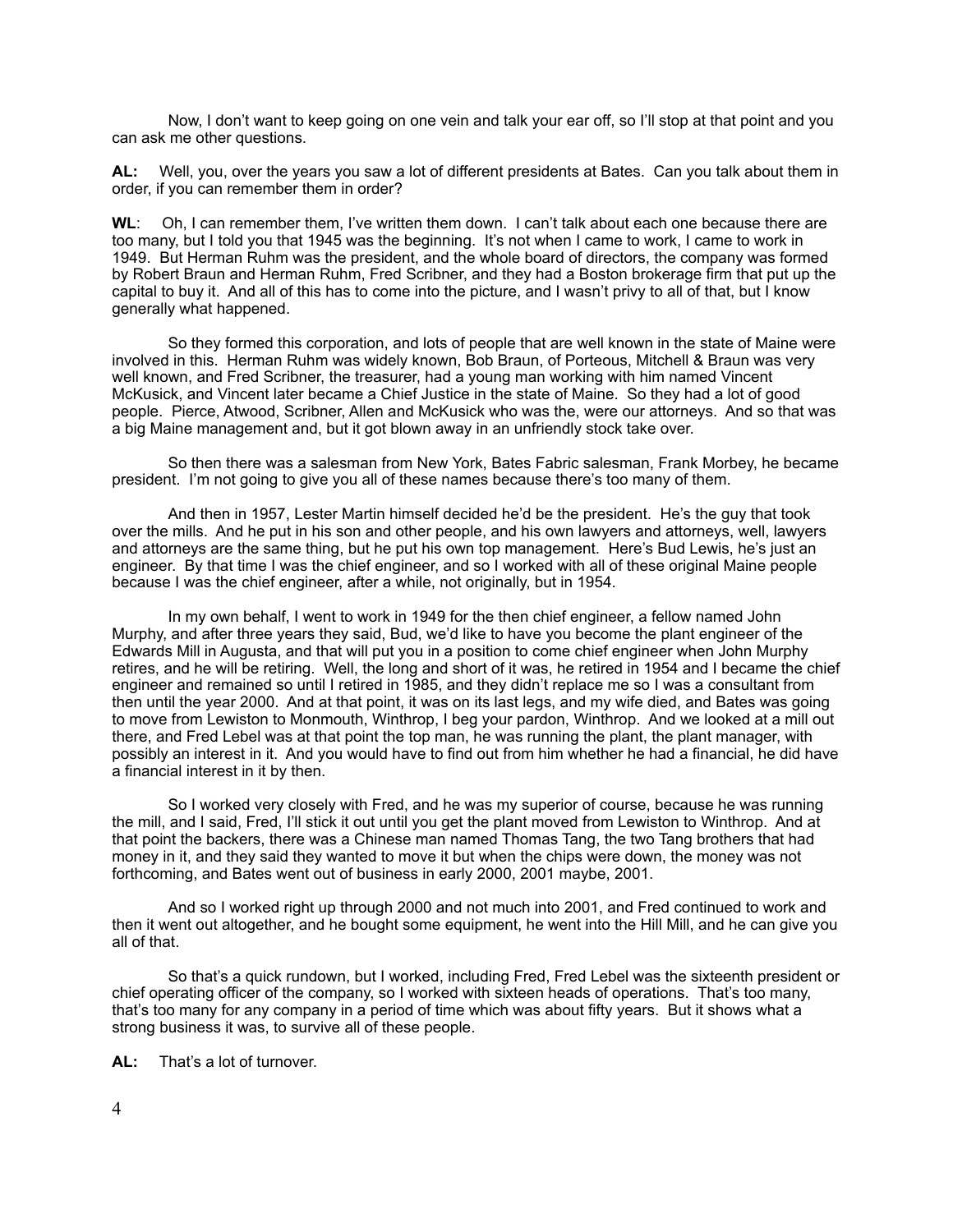Now, I don't want to keep going on one vein and talk your ear off, so I'll stop at that point and you can ask me other questions.

**AL:** Well, you, over the years you saw a lot of different presidents at Bates. Can you talk about them in order, if you can remember them in order?

**WL**: Oh, I can remember them, I've written them down. I can't talk about each one because there are too many, but I told you that 1945 was the beginning. It's not when I came to work, I came to work in 1949. But Herman Ruhm was the president, and the whole board of directors, the company was formed by Robert Braun and Herman Ruhm, Fred Scribner, and they had a Boston brokerage firm that put up the capital to buy it. And all of this has to come into the picture, and I wasn't privy to all of that, but I know generally what happened.

So they formed this corporation, and lots of people that are well known in the state of Maine were involved in this. Herman Ruhm was widely known, Bob Braun, of Porteous, Mitchell & Braun was very well known, and Fred Scribner, the treasurer, had a young man working with him named Vincent McKusick, and Vincent later became a Chief Justice in the state of Maine. So they had a lot of good people. Pierce, Atwood, Scribner, Allen and McKusick who was the, were our attorneys. And so that was a big Maine management and, but it got blown away in an unfriendly stock take over.

So then there was a salesman from New York, Bates Fabric salesman, Frank Morbey, he became president. I'm not going to give you all of these names because there's too many of them.

And then in 1957, Lester Martin himself decided he'd be the president. He's the guy that took over the mills. And he put in his son and other people, and his own lawyers and attorneys, well, lawyers and attorneys are the same thing, but he put his own top management. Here's Bud Lewis, he's just an engineer. By that time I was the chief engineer, and so I worked with all of these original Maine people because I was the chief engineer, after a while, not originally, but in 1954.

In my own behalf, I went to work in 1949 for the then chief engineer, a fellow named John Murphy, and after three years they said, Bud, we'd like to have you become the plant engineer of the Edwards Mill in Augusta, and that will put you in a position to come chief engineer when John Murphy retires, and he will be retiring. Well, the long and short of it was, he retired in 1954 and I became the chief engineer and remained so until I retired in 1985, and they didn't replace me so I was a consultant from then until the year 2000. And at that point, it was on its last legs, and my wife died, and Bates was going to move from Lewiston to Monmouth, Winthrop, I beg your pardon, Winthrop. And we looked at a mill out there, and Fred Lebel was at that point the top man, he was running the plant, the plant manager, with possibly an interest in it. And you would have to find out from him whether he had a financial, he did have a financial interest in it by then.

So I worked very closely with Fred, and he was my superior of course, because he was running the mill, and I said, Fred, I'll stick it out until you get the plant moved from Lewiston to Winthrop. And at that point the backers, there was a Chinese man named Thomas Tang, the two Tang brothers that had money in it, and they said they wanted to move it but when the chips were down, the money was not forthcoming, and Bates went out of business in early 2000, 2001 maybe, 2001.

And so I worked right up through 2000 and not much into 2001, and Fred continued to work and then it went out altogether, and he bought some equipment, he went into the Hill Mill, and he can give you all of that.

So that's a quick rundown, but I worked, including Fred, Fred Lebel was the sixteenth president or chief operating officer of the company, so I worked with sixteen heads of operations. That's too many, that's too many for any company in a period of time which was about fifty years. But it shows what a strong business it was, to survive all of these people.

**AL:** That's a lot of turnover.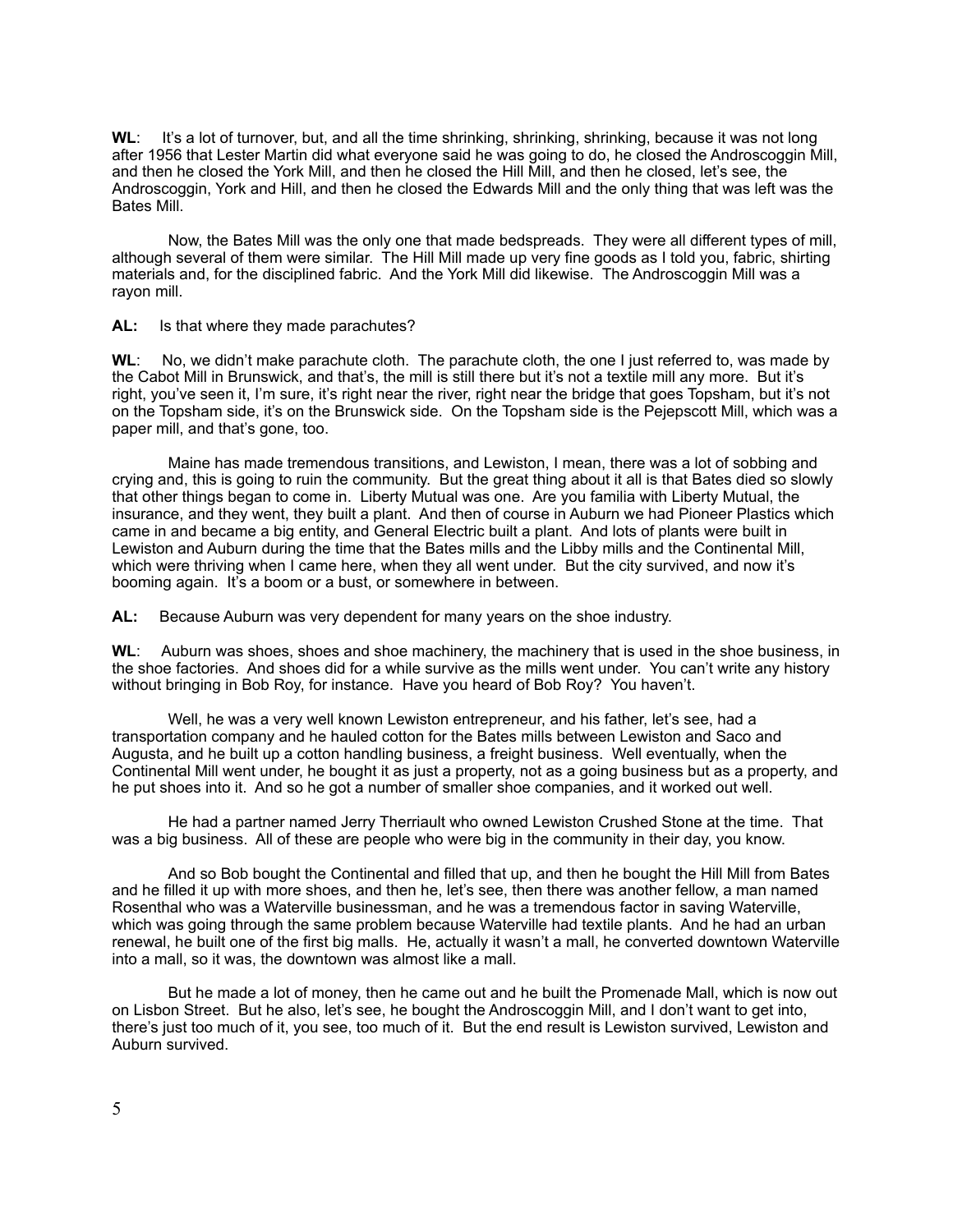**WL**: It's a lot of turnover, but, and all the time shrinking, shrinking, shrinking, because it was not long after 1956 that Lester Martin did what everyone said he was going to do, he closed the Androscoggin Mill, and then he closed the York Mill, and then he closed the Hill Mill, and then he closed, let's see, the Androscoggin, York and Hill, and then he closed the Edwards Mill and the only thing that was left was the Bates Mill.

Now, the Bates Mill was the only one that made bedspreads. They were all different types of mill, although several of them were similar. The Hill Mill made up very fine goods as I told you, fabric, shirting materials and, for the disciplined fabric. And the York Mill did likewise. The Androscoggin Mill was a rayon mill.

**AL:** Is that where they made parachutes?

**WL**: No, we didn't make parachute cloth. The parachute cloth, the one I just referred to, was made by the Cabot Mill in Brunswick, and that's, the mill is still there but it's not a textile mill any more. But it's right, you've seen it, I'm sure, it's right near the river, right near the bridge that goes Topsham, but it's not on the Topsham side, it's on the Brunswick side. On the Topsham side is the Pejepscott Mill, which was a paper mill, and that's gone, too.

Maine has made tremendous transitions, and Lewiston, I mean, there was a lot of sobbing and crying and, this is going to ruin the community. But the great thing about it all is that Bates died so slowly that other things began to come in. Liberty Mutual was one. Are you familia with Liberty Mutual, the insurance, and they went, they built a plant. And then of course in Auburn we had Pioneer Plastics which came in and became a big entity, and General Electric built a plant. And lots of plants were built in Lewiston and Auburn during the time that the Bates mills and the Libby mills and the Continental Mill, which were thriving when I came here, when they all went under. But the city survived, and now it's booming again. It's a boom or a bust, or somewhere in between.

**AL:** Because Auburn was very dependent for many years on the shoe industry.

**WL**: Auburn was shoes, shoes and shoe machinery, the machinery that is used in the shoe business, in the shoe factories. And shoes did for a while survive as the mills went under. You can't write any history without bringing in Bob Roy, for instance. Have you heard of Bob Roy? You haven't.

Well, he was a very well known Lewiston entrepreneur, and his father, let's see, had a transportation company and he hauled cotton for the Bates mills between Lewiston and Saco and Augusta, and he built up a cotton handling business, a freight business. Well eventually, when the Continental Mill went under, he bought it as just a property, not as a going business but as a property, and he put shoes into it. And so he got a number of smaller shoe companies, and it worked out well.

He had a partner named Jerry Therriault who owned Lewiston Crushed Stone at the time. That was a big business. All of these are people who were big in the community in their day, you know.

And so Bob bought the Continental and filled that up, and then he bought the Hill Mill from Bates and he filled it up with more shoes, and then he, let's see, then there was another fellow, a man named Rosenthal who was a Waterville businessman, and he was a tremendous factor in saving Waterville, which was going through the same problem because Waterville had textile plants. And he had an urban renewal, he built one of the first big malls. He, actually it wasn't a mall, he converted downtown Waterville into a mall, so it was, the downtown was almost like a mall.

But he made a lot of money, then he came out and he built the Promenade Mall, which is now out on Lisbon Street. But he also, let's see, he bought the Androscoggin Mill, and I don't want to get into, there's just too much of it, you see, too much of it. But the end result is Lewiston survived, Lewiston and Auburn survived.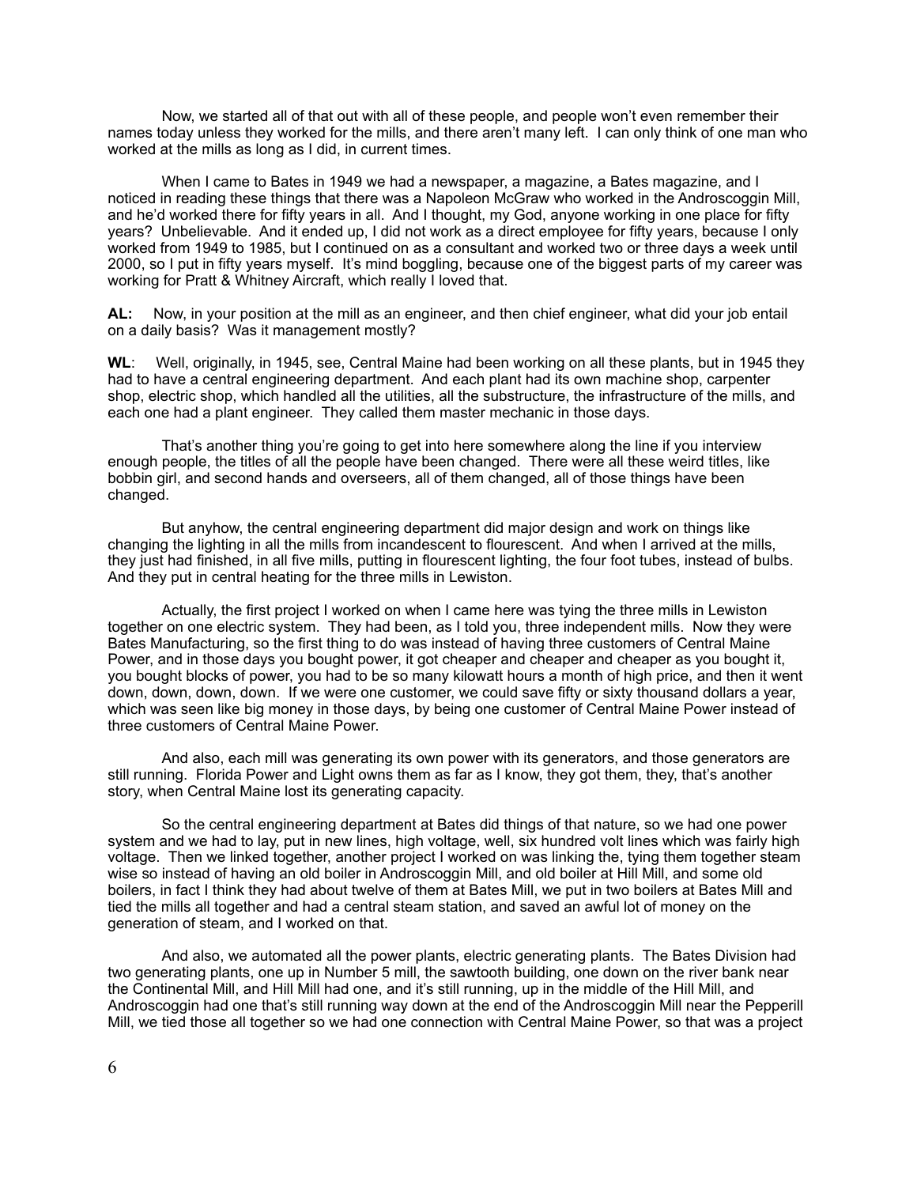Now, we started all of that out with all of these people, and people won't even remember their names today unless they worked for the mills, and there aren't many left. I can only think of one man who worked at the mills as long as I did, in current times.

When I came to Bates in 1949 we had a newspaper, a magazine, a Bates magazine, and I noticed in reading these things that there was a Napoleon McGraw who worked in the Androscoggin Mill, and he'd worked there for fifty years in all. And I thought, my God, anyone working in one place for fifty years? Unbelievable. And it ended up, I did not work as a direct employee for fifty years, because I only worked from 1949 to 1985, but I continued on as a consultant and worked two or three days a week until 2000, so I put in fifty years myself. It's mind boggling, because one of the biggest parts of my career was working for Pratt & Whitney Aircraft, which really I loved that.

**AL:** Now, in your position at the mill as an engineer, and then chief engineer, what did your job entail on a daily basis? Was it management mostly?

**WL**: Well, originally, in 1945, see, Central Maine had been working on all these plants, but in 1945 they had to have a central engineering department. And each plant had its own machine shop, carpenter shop, electric shop, which handled all the utilities, all the substructure, the infrastructure of the mills, and each one had a plant engineer. They called them master mechanic in those days.

That's another thing you're going to get into here somewhere along the line if you interview enough people, the titles of all the people have been changed. There were all these weird titles, like bobbin girl, and second hands and overseers, all of them changed, all of those things have been changed.

But anyhow, the central engineering department did major design and work on things like changing the lighting in all the mills from incandescent to flourescent. And when I arrived at the mills, they just had finished, in all five mills, putting in flourescent lighting, the four foot tubes, instead of bulbs. And they put in central heating for the three mills in Lewiston.

Actually, the first project I worked on when I came here was tying the three mills in Lewiston together on one electric system. They had been, as I told you, three independent mills. Now they were Bates Manufacturing, so the first thing to do was instead of having three customers of Central Maine Power, and in those days you bought power, it got cheaper and cheaper and cheaper as you bought it, you bought blocks of power, you had to be so many kilowatt hours a month of high price, and then it went down, down, down, down. If we were one customer, we could save fifty or sixty thousand dollars a year, which was seen like big money in those days, by being one customer of Central Maine Power instead of three customers of Central Maine Power.

And also, each mill was generating its own power with its generators, and those generators are still running. Florida Power and Light owns them as far as I know, they got them, they, that's another story, when Central Maine lost its generating capacity.

So the central engineering department at Bates did things of that nature, so we had one power system and we had to lay, put in new lines, high voltage, well, six hundred volt lines which was fairly high voltage. Then we linked together, another project I worked on was linking the, tying them together steam wise so instead of having an old boiler in Androscoggin Mill, and old boiler at Hill Mill, and some old boilers, in fact I think they had about twelve of them at Bates Mill, we put in two boilers at Bates Mill and tied the mills all together and had a central steam station, and saved an awful lot of money on the generation of steam, and I worked on that.

And also, we automated all the power plants, electric generating plants. The Bates Division had two generating plants, one up in Number 5 mill, the sawtooth building, one down on the river bank near the Continental Mill, and Hill Mill had one, and it's still running, up in the middle of the Hill Mill, and Androscoggin had one that's still running way down at the end of the Androscoggin Mill near the Pepperill Mill, we tied those all together so we had one connection with Central Maine Power, so that was a project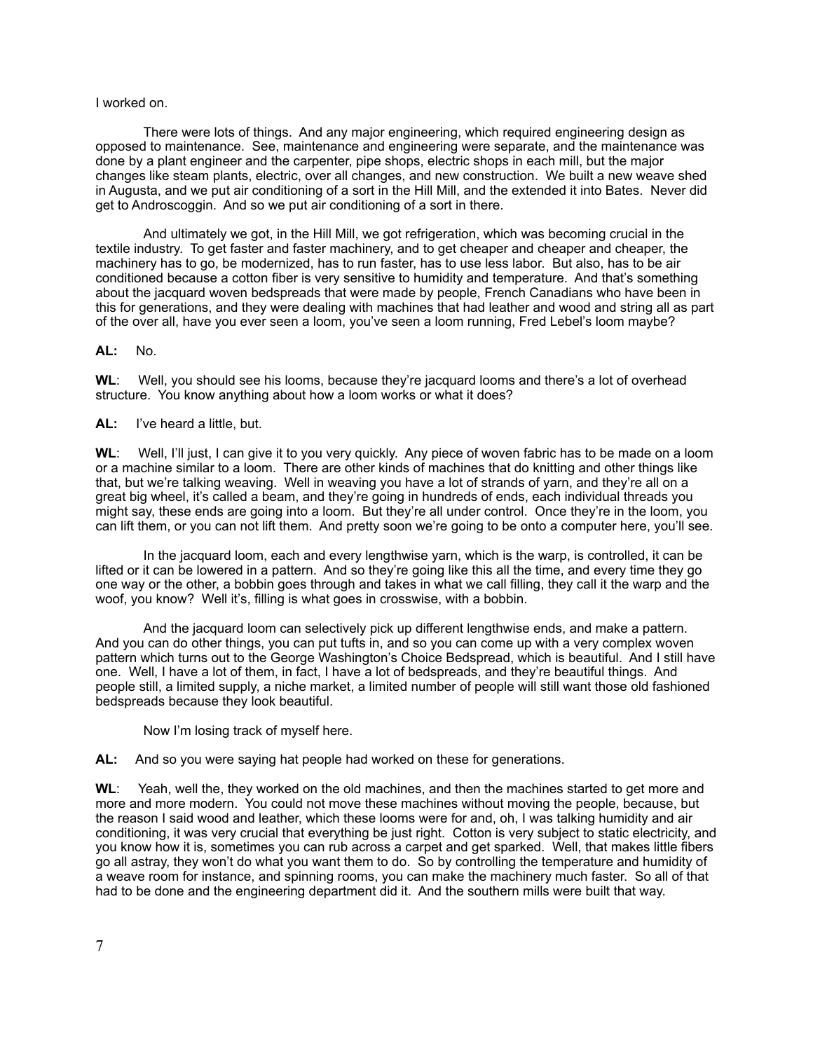I worked on.

There were lots of things. And any major engineering, which required engineering design as opposed to maintenance. See, maintenance and engineering were separate, and the maintenance was done by a plant engineer and the carpenter, pipe shops, electric shops in each mill, but the major changes like steam plants, electric, over all changes, and new construction. We built a new weave shed in Augusta, and we put air conditioning of a sort in the Hill Mill, and the extended it into Bates. Never did get to Androscoggin. And so we put air conditioning of a sort in there.

And ultimately we got, in the Hill Mill, we got refrigeration, which was becoming crucial in the textile industry. To get faster and faster machinery, and to get cheaper and cheaper and cheaper, the machinery has to go, be modernized, has to run faster, has to use less labor. But also, has to be air conditioned because a cotton fiber is very sensitive to humidity and temperature. And that's something about the jacquard woven bedspreads that were made by people, French Canadians who have been in this for generations, and they were dealing with machines that had leather and wood and string all as part of the over all, have you ever seen a loom, you've seen a loom running, Fred Lebel's loom maybe?

**AL:** No.

**WL**: Well, you should see his looms, because they're jacquard looms and there's a lot of overhead structure. You know anything about how a loom works or what it does?

**AL:** I've heard a little, but.

**WL**: Well, I'll just, I can give it to you very quickly. Any piece of woven fabric has to be made on a loom or a machine similar to a loom. There are other kinds of machines that do knitting and other things like that, but we're talking weaving. Well in weaving you have a lot of strands of yarn, and they're all on a great big wheel, it's called a beam, and they're going in hundreds of ends, each individual threads you might say, these ends are going into a loom. But they're all under control. Once they're in the loom, you can lift them, or you can not lift them. And pretty soon we're going to be onto a computer here, you'll see.

In the jacquard loom, each and every lengthwise yarn, which is the warp, is controlled, it can be lifted or it can be lowered in a pattern. And so they're going like this all the time, and every time they go one way or the other, a bobbin goes through and takes in what we call filling, they call it the warp and the woof, you know? Well it's, filling is what goes in crosswise, with a bobbin.

And the jacquard loom can selectively pick up different lengthwise ends, and make a pattern. And you can do other things, you can put tufts in, and so you can come up with a very complex woven pattern which turns out to the George Washington's Choice Bedspread, which is beautiful. And I still have one. Well, I have a lot of them, in fact, I have a lot of bedspreads, and they're beautiful things. And people still, a limited supply, a niche market, a limited number of people will still want those old fashioned bedspreads because they look beautiful.

Now I'm losing track of myself here.

**AL:** And so you were saying hat people had worked on these for generations.

**WL**: Yeah, well the, they worked on the old machines, and then the machines started to get more and more and more modern. You could not move these machines without moving the people, because, but the reason I said wood and leather, which these looms were for and, oh, I was talking humidity and air conditioning, it was very crucial that everything be just right. Cotton is very subject to static electricity, and you know how it is, sometimes you can rub across a carpet and get sparked. Well, that makes little fibers go all astray, they won't do what you want them to do. So by controlling the temperature and humidity of a weave room for instance, and spinning rooms, you can make the machinery much faster. So all of that had to be done and the engineering department did it. And the southern mills were built that way.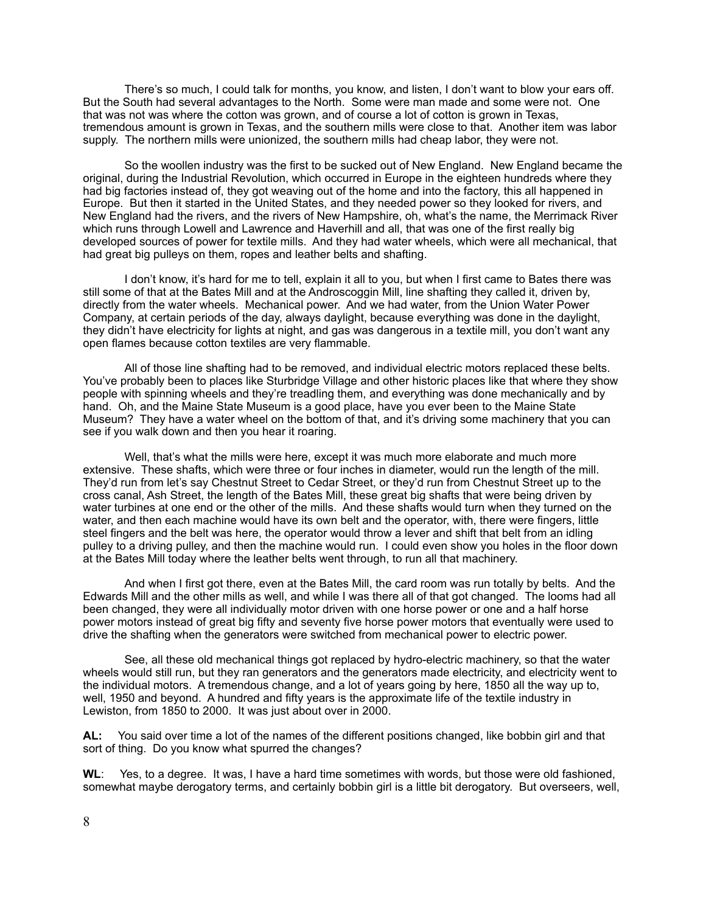There's so much, I could talk for months, you know, and listen, I don't want to blow your ears off. But the South had several advantages to the North. Some were man made and some were not. One that was not was where the cotton was grown, and of course a lot of cotton is grown in Texas, tremendous amount is grown in Texas, and the southern mills were close to that. Another item was labor supply. The northern mills were unionized, the southern mills had cheap labor, they were not.

So the woollen industry was the first to be sucked out of New England. New England became the original, during the Industrial Revolution, which occurred in Europe in the eighteen hundreds where they had big factories instead of, they got weaving out of the home and into the factory, this all happened in Europe. But then it started in the United States, and they needed power so they looked for rivers, and New England had the rivers, and the rivers of New Hampshire, oh, what's the name, the Merrimack River which runs through Lowell and Lawrence and Haverhill and all, that was one of the first really big developed sources of power for textile mills. And they had water wheels, which were all mechanical, that had great big pulleys on them, ropes and leather belts and shafting.

I don't know, it's hard for me to tell, explain it all to you, but when I first came to Bates there was still some of that at the Bates Mill and at the Androscoggin Mill, line shafting they called it, driven by, directly from the water wheels. Mechanical power. And we had water, from the Union Water Power Company, at certain periods of the day, always daylight, because everything was done in the daylight, they didn't have electricity for lights at night, and gas was dangerous in a textile mill, you don't want any open flames because cotton textiles are very flammable.

All of those line shafting had to be removed, and individual electric motors replaced these belts. You've probably been to places like Sturbridge Village and other historic places like that where they show people with spinning wheels and they're treadling them, and everything was done mechanically and by hand. Oh, and the Maine State Museum is a good place, have you ever been to the Maine State Museum? They have a water wheel on the bottom of that, and it's driving some machinery that you can see if you walk down and then you hear it roaring.

Well, that's what the mills were here, except it was much more elaborate and much more extensive. These shafts, which were three or four inches in diameter, would run the length of the mill. They'd run from let's say Chestnut Street to Cedar Street, or they'd run from Chestnut Street up to the cross canal, Ash Street, the length of the Bates Mill, these great big shafts that were being driven by water turbines at one end or the other of the mills. And these shafts would turn when they turned on the water, and then each machine would have its own belt and the operator, with, there were fingers, little steel fingers and the belt was here, the operator would throw a lever and shift that belt from an idling pulley to a driving pulley, and then the machine would run. I could even show you holes in the floor down at the Bates Mill today where the leather belts went through, to run all that machinery.

And when I first got there, even at the Bates Mill, the card room was run totally by belts. And the Edwards Mill and the other mills as well, and while I was there all of that got changed. The looms had all been changed, they were all individually motor driven with one horse power or one and a half horse power motors instead of great big fifty and seventy five horse power motors that eventually were used to drive the shafting when the generators were switched from mechanical power to electric power.

See, all these old mechanical things got replaced by hydro-electric machinery, so that the water wheels would still run, but they ran generators and the generators made electricity, and electricity went to the individual motors. A tremendous change, and a lot of years going by here, 1850 all the way up to, well, 1950 and beyond. A hundred and fifty years is the approximate life of the textile industry in Lewiston, from 1850 to 2000. It was just about over in 2000.

**AL:** You said over time a lot of the names of the different positions changed, like bobbin girl and that sort of thing. Do you know what spurred the changes?

**WL**: Yes, to a degree. It was, I have a hard time sometimes with words, but those were old fashioned, somewhat maybe derogatory terms, and certainly bobbin girl is a little bit derogatory. But overseers, well,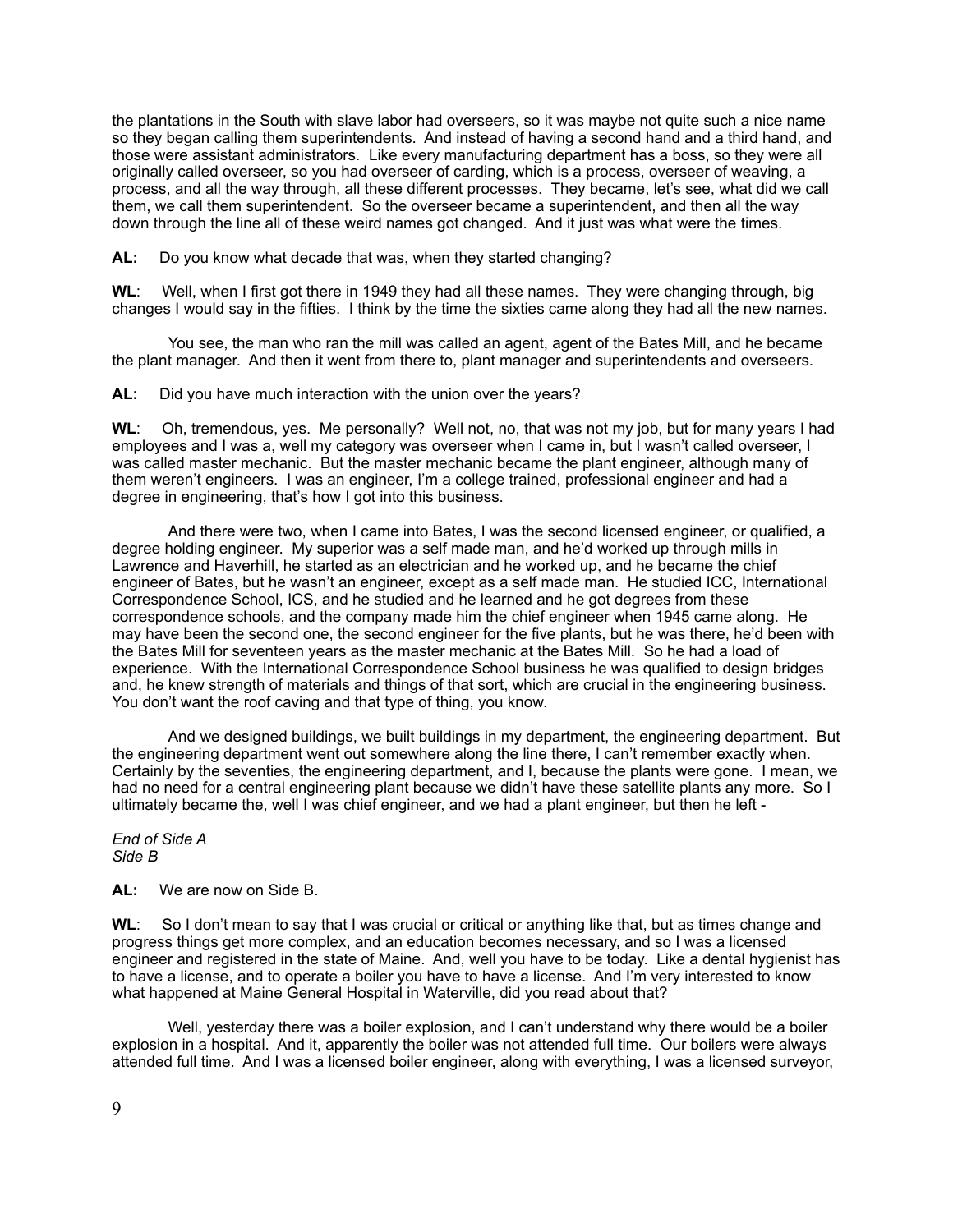the plantations in the South with slave labor had overseers, so it was maybe not quite such a nice name so they began calling them superintendents. And instead of having a second hand and a third hand, and those were assistant administrators. Like every manufacturing department has a boss, so they were all originally called overseer, so you had overseer of carding, which is a process, overseer of weaving, a process, and all the way through, all these different processes. They became, let's see, what did we call them, we call them superintendent. So the overseer became a superintendent, and then all the way down through the line all of these weird names got changed. And it just was what were the times.

**AL:** Do you know what decade that was, when they started changing?

**WL**: Well, when I first got there in 1949 they had all these names. They were changing through, big changes I would say in the fifties. I think by the time the sixties came along they had all the new names.

You see, the man who ran the mill was called an agent, agent of the Bates Mill, and he became the plant manager. And then it went from there to, plant manager and superintendents and overseers.

**AL:** Did you have much interaction with the union over the years?

**WL**: Oh, tremendous, yes. Me personally? Well not, no, that was not my job, but for many years I had employees and I was a, well my category was overseer when I came in, but I wasn't called overseer, I was called master mechanic. But the master mechanic became the plant engineer, although many of them weren't engineers. I was an engineer, I'm a college trained, professional engineer and had a degree in engineering, that's how I got into this business.

And there were two, when I came into Bates, I was the second licensed engineer, or qualified, a degree holding engineer. My superior was a self made man, and he'd worked up through mills in Lawrence and Haverhill, he started as an electrician and he worked up, and he became the chief engineer of Bates, but he wasn't an engineer, except as a self made man. He studied ICC, International Correspondence School, ICS, and he studied and he learned and he got degrees from these correspondence schools, and the company made him the chief engineer when 1945 came along. He may have been the second one, the second engineer for the five plants, but he was there, he'd been with the Bates Mill for seventeen years as the master mechanic at the Bates Mill. So he had a load of experience. With the International Correspondence School business he was qualified to design bridges and, he knew strength of materials and things of that sort, which are crucial in the engineering business. You don't want the roof caving and that type of thing, you know.

And we designed buildings, we built buildings in my department, the engineering department. But the engineering department went out somewhere along the line there, I can't remember exactly when. Certainly by the seventies, the engineering department, and I, because the plants were gone. I mean, we had no need for a central engineering plant because we didn't have these satellite plants any more. So I ultimately became the, well I was chief engineer, and we had a plant engineer, but then he left -

*End of Side A*
*Side B*

**AL:** We are now on Side B.

**WL**: So I don't mean to say that I was crucial or critical or anything like that, but as times change and progress things get more complex, and an education becomes necessary, and so I was a licensed engineer and registered in the state of Maine. And, well you have to be today. Like a dental hygienist has to have a license, and to operate a boiler you have to have a license. And I'm very interested to know what happened at Maine General Hospital in Waterville, did you read about that?

Well, yesterday there was a boiler explosion, and I can't understand why there would be a boiler explosion in a hospital. And it, apparently the boiler was not attended full time. Our boilers were always attended full time. And I was a licensed boiler engineer, along with everything, I was a licensed surveyor,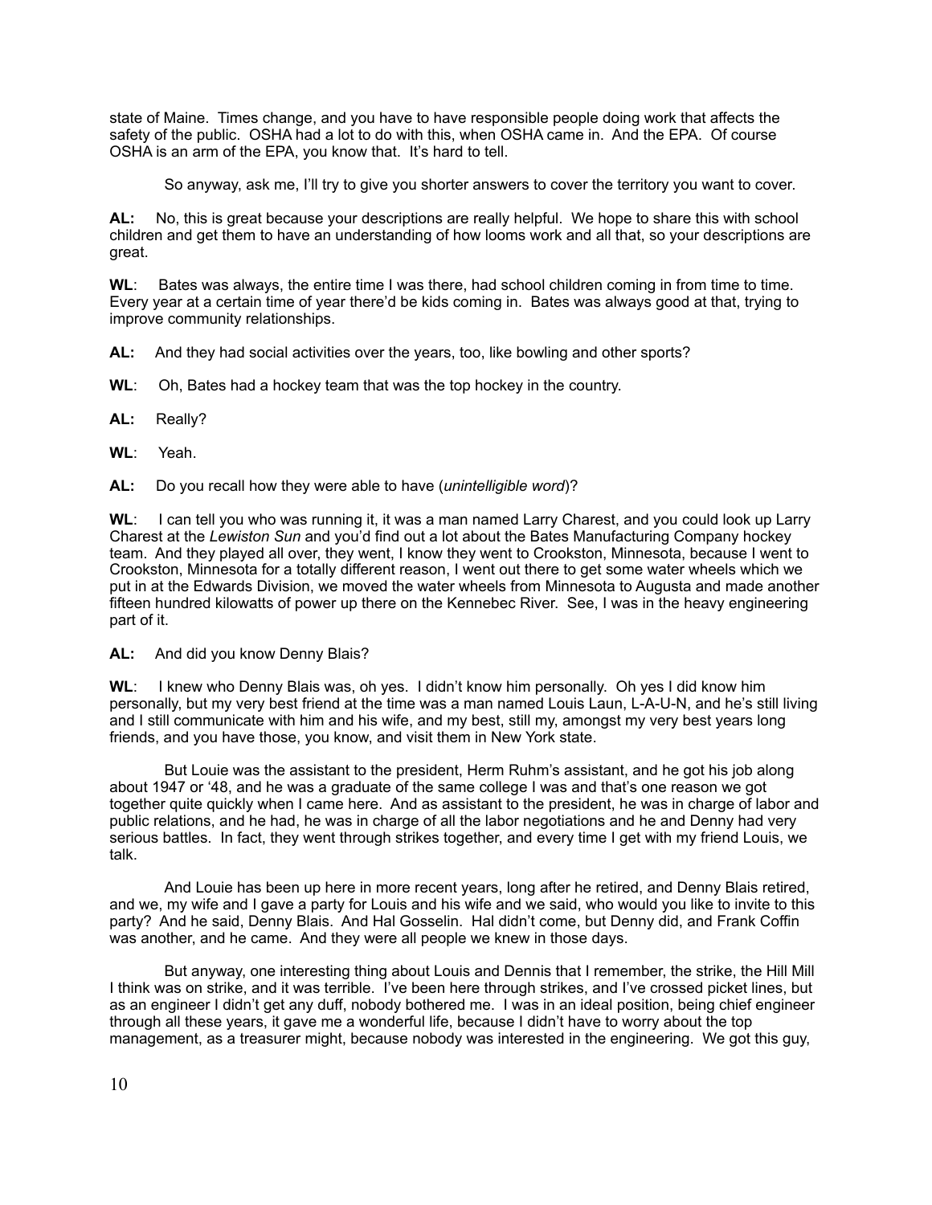state of Maine. Times change, and you have to have responsible people doing work that affects the safety of the public. OSHA had a lot to do with this, when OSHA came in. And the EPA. Of course OSHA is an arm of the EPA, you know that. It's hard to tell.

So anyway, ask me, I'll try to give you shorter answers to cover the territory you want to cover.

**AL:** No, this is great because your descriptions are really helpful. We hope to share this with school children and get them to have an understanding of how looms work and all that, so your descriptions are great.

**WL**: Bates was always, the entire time I was there, had school children coming in from time to time. Every year at a certain time of year there'd be kids coming in. Bates was always good at that, trying to improve community relationships.

**AL:** And they had social activities over the years, too, like bowling and other sports?

**WL**: Oh, Bates had a hockey team that was the top hockey in the country.

**AL:** Really?

**WL**: Yeah.

**AL:** Do you recall how they were able to have (*unintelligible word*)?

**WL**: I can tell you who was running it, it was a man named Larry Charest, and you could look up Larry Charest at the *Lewiston Sun* and you'd find out a lot about the Bates Manufacturing Company hockey team. And they played all over, they went, I know they went to Crookston, Minnesota, because I went to Crookston, Minnesota for a totally different reason, I went out there to get some water wheels which we put in at the Edwards Division, we moved the water wheels from Minnesota to Augusta and made another fifteen hundred kilowatts of power up there on the Kennebec River. See, I was in the heavy engineering part of it.

**AL:** And did you know Denny Blais?

**WL**: I knew who Denny Blais was, oh yes. I didn't know him personally. Oh yes I did know him personally, but my very best friend at the time was a man named Louis Laun, L-A-U-N, and he's still living and I still communicate with him and his wife, and my best, still my, amongst my very best years long friends, and you have those, you know, and visit them in New York state.

But Louie was the assistant to the president, Herm Ruhm's assistant, and he got his job along about 1947 or '48, and he was a graduate of the same college I was and that's one reason we got together quite quickly when I came here. And as assistant to the president, he was in charge of labor and public relations, and he had, he was in charge of all the labor negotiations and he and Denny had very serious battles. In fact, they went through strikes together, and every time I get with my friend Louis, we talk.

And Louie has been up here in more recent years, long after he retired, and Denny Blais retired, and we, my wife and I gave a party for Louis and his wife and we said, who would you like to invite to this party? And he said, Denny Blais. And Hal Gosselin. Hal didn't come, but Denny did, and Frank Coffin was another, and he came. And they were all people we knew in those days.

But anyway, one interesting thing about Louis and Dennis that I remember, the strike, the Hill Mill I think was on strike, and it was terrible. I've been here through strikes, and I've crossed picket lines, but as an engineer I didn't get any duff, nobody bothered me. I was in an ideal position, being chief engineer through all these years, it gave me a wonderful life, because I didn't have to worry about the top management, as a treasurer might, because nobody was interested in the engineering. We got this guy,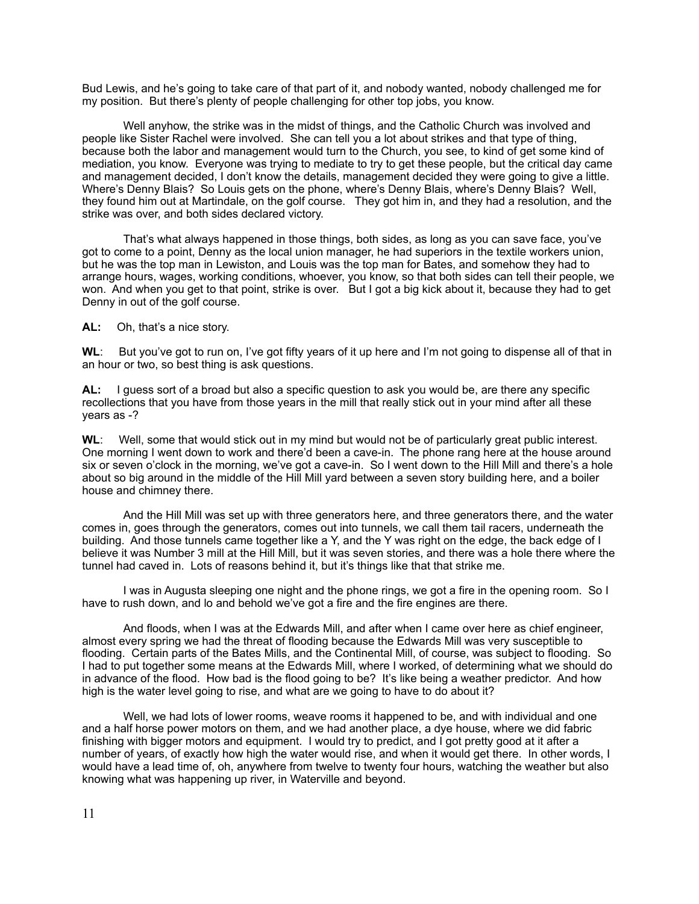Bud Lewis, and he's going to take care of that part of it, and nobody wanted, nobody challenged me for my position. But there's plenty of people challenging for other top jobs, you know.

Well anyhow, the strike was in the midst of things, and the Catholic Church was involved and people like Sister Rachel were involved. She can tell you a lot about strikes and that type of thing, because both the labor and management would turn to the Church, you see, to kind of get some kind of mediation, you know. Everyone was trying to mediate to try to get these people, but the critical day came and management decided, I don't know the details, management decided they were going to give a little. Where's Denny Blais? So Louis gets on the phone, where's Denny Blais, where's Denny Blais? Well, they found him out at Martindale, on the golf course. They got him in, and they had a resolution, and the strike was over, and both sides declared victory.

That's what always happened in those things, both sides, as long as you can save face, you've got to come to a point, Denny as the local union manager, he had superiors in the textile workers union, but he was the top man in Lewiston, and Louis was the top man for Bates, and somehow they had to arrange hours, wages, working conditions, whoever, you know, so that both sides can tell their people, we won. And when you get to that point, strike is over. But I got a big kick about it, because they had to get Denny in out of the golf course.

**AL:** Oh, that's a nice story.

**WL**: But you've got to run on, I've got fifty years of it up here and I'm not going to dispense all of that in an hour or two, so best thing is ask questions.

**AL:** I guess sort of a broad but also a specific question to ask you would be, are there any specific recollections that you have from those years in the mill that really stick out in your mind after all these years as -?

**WL**: Well, some that would stick out in my mind but would not be of particularly great public interest. One morning I went down to work and there'd been a cave-in. The phone rang here at the house around six or seven o'clock in the morning, we've got a cave-in. So I went down to the Hill Mill and there's a hole about so big around in the middle of the Hill Mill yard between a seven story building here, and a boiler house and chimney there.

And the Hill Mill was set up with three generators here, and three generators there, and the water comes in, goes through the generators, comes out into tunnels, we call them tail racers, underneath the building. And those tunnels came together like a Y, and the Y was right on the edge, the back edge of I believe it was Number 3 mill at the Hill Mill, but it was seven stories, and there was a hole there where the tunnel had caved in. Lots of reasons behind it, but it's things like that that strike me.

I was in Augusta sleeping one night and the phone rings, we got a fire in the opening room. So I have to rush down, and lo and behold we've got a fire and the fire engines are there.

And floods, when I was at the Edwards Mill, and after when I came over here as chief engineer, almost every spring we had the threat of flooding because the Edwards Mill was very susceptible to flooding. Certain parts of the Bates Mills, and the Continental Mill, of course, was subject to flooding. So I had to put together some means at the Edwards Mill, where I worked, of determining what we should do in advance of the flood. How bad is the flood going to be? It's like being a weather predictor. And how high is the water level going to rise, and what are we going to have to do about it?

Well, we had lots of lower rooms, weave rooms it happened to be, and with individual and one and a half horse power motors on them, and we had another place, a dye house, where we did fabric finishing with bigger motors and equipment. I would try to predict, and I got pretty good at it after a number of years, of exactly how high the water would rise, and when it would get there. In other words, I would have a lead time of, oh, anywhere from twelve to twenty four hours, watching the weather but also knowing what was happening up river, in Waterville and beyond.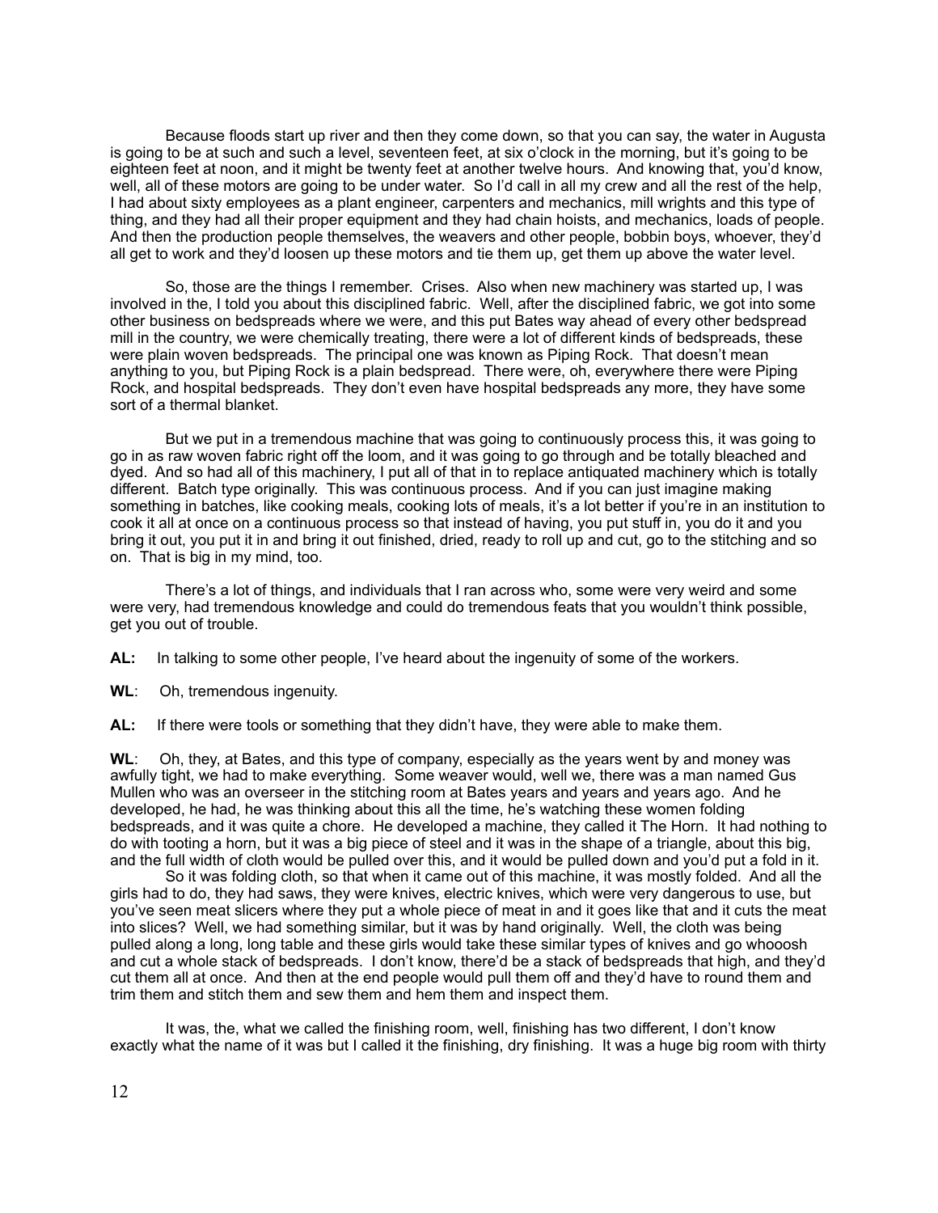Because floods start up river and then they come down, so that you can say, the water in Augusta is going to be at such and such a level, seventeen feet, at six o'clock in the morning, but it's going to be eighteen feet at noon, and it might be twenty feet at another twelve hours. And knowing that, you'd know, well, all of these motors are going to be under water. So I'd call in all my crew and all the rest of the help, I had about sixty employees as a plant engineer, carpenters and mechanics, mill wrights and this type of thing, and they had all their proper equipment and they had chain hoists, and mechanics, loads of people. And then the production people themselves, the weavers and other people, bobbin boys, whoever, they'd all get to work and they'd loosen up these motors and tie them up, get them up above the water level.

So, those are the things I remember. Crises. Also when new machinery was started up, I was involved in the, I told you about this disciplined fabric. Well, after the disciplined fabric, we got into some other business on bedspreads where we were, and this put Bates way ahead of every other bedspread mill in the country, we were chemically treating, there were a lot of different kinds of bedspreads, these were plain woven bedspreads. The principal one was known as Piping Rock. That doesn't mean anything to you, but Piping Rock is a plain bedspread. There were, oh, everywhere there were Piping Rock, and hospital bedspreads. They don't even have hospital bedspreads any more, they have some sort of a thermal blanket.

But we put in a tremendous machine that was going to continuously process this, it was going to go in as raw woven fabric right off the loom, and it was going to go through and be totally bleached and dyed. And so had all of this machinery, I put all of that in to replace antiquated machinery which is totally different. Batch type originally. This was continuous process. And if you can just imagine making something in batches, like cooking meals, cooking lots of meals, it's a lot better if you're in an institution to cook it all at once on a continuous process so that instead of having, you put stuff in, you do it and you bring it out, you put it in and bring it out finished, dried, ready to roll up and cut, go to the stitching and so on. That is big in my mind, too.

There's a lot of things, and individuals that I ran across who, some were very weird and some were very, had tremendous knowledge and could do tremendous feats that you wouldn't think possible, get you out of trouble.

**AL:** In talking to some other people, I've heard about the ingenuity of some of the workers.

**WL**: Oh, tremendous ingenuity.

**AL:** If there were tools or something that they didn't have, they were able to make them.

**WL**: Oh, they, at Bates, and this type of company, especially as the years went by and money was awfully tight, we had to make everything. Some weaver would, well we, there was a man named Gus Mullen who was an overseer in the stitching room at Bates years and years and years ago. And he developed, he had, he was thinking about this all the time, he's watching these women folding bedspreads, and it was quite a chore. He developed a machine, they called it The Horn. It had nothing to do with tooting a horn, but it was a big piece of steel and it was in the shape of a triangle, about this big, and the full width of cloth would be pulled over this, and it would be pulled down and you'd put a fold in it.

So it was folding cloth, so that when it came out of this machine, it was mostly folded. And all the girls had to do, they had saws, they were knives, electric knives, which were very dangerous to use, but you've seen meat slicers where they put a whole piece of meat in and it goes like that and it cuts the meat into slices? Well, we had something similar, but it was by hand originally. Well, the cloth was being pulled along a long, long table and these girls would take these similar types of knives and go whooosh and cut a whole stack of bedspreads. I don't know, there'd be a stack of bedspreads that high, and they'd cut them all at once. And then at the end people would pull them off and they'd have to round them and trim them and stitch them and sew them and hem them and inspect them.

It was, the, what we called the finishing room, well, finishing has two different, I don't know exactly what the name of it was but I called it the finishing, dry finishing. It was a huge big room with thirty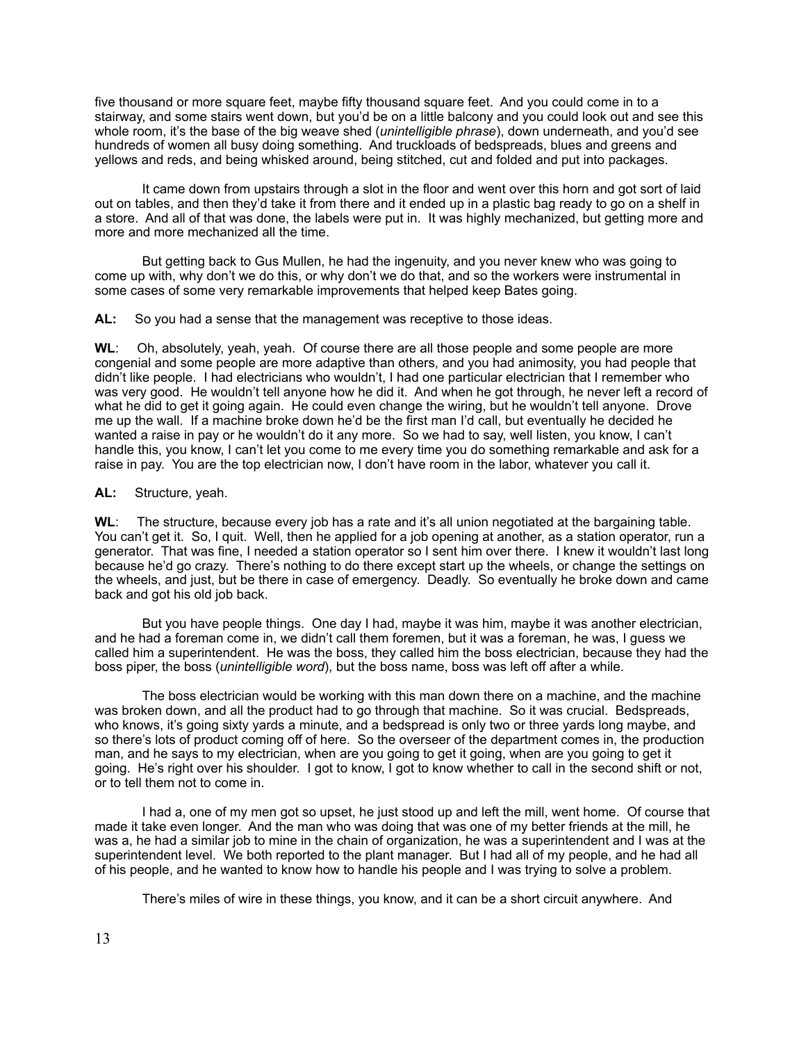five thousand or more square feet, maybe fifty thousand square feet. And you could come in to a stairway, and some stairs went down, but you'd be on a little balcony and you could look out and see this whole room, it's the base of the big weave shed (*unintelligible phrase*), down underneath, and you'd see hundreds of women all busy doing something. And truckloads of bedspreads, blues and greens and yellows and reds, and being whisked around, being stitched, cut and folded and put into packages.

It came down from upstairs through a slot in the floor and went over this horn and got sort of laid out on tables, and then they'd take it from there and it ended up in a plastic bag ready to go on a shelf in a store. And all of that was done, the labels were put in. It was highly mechanized, but getting more and more and more mechanized all the time.

But getting back to Gus Mullen, he had the ingenuity, and you never knew who was going to come up with, why don't we do this, or why don't we do that, and so the workers were instrumental in some cases of some very remarkable improvements that helped keep Bates going.

**AL:** So you had a sense that the management was receptive to those ideas.

**WL**: Oh, absolutely, yeah, yeah. Of course there are all those people and some people are more congenial and some people are more adaptive than others, and you had animosity, you had people that didn't like people. I had electricians who wouldn't, I had one particular electrician that I remember who was very good. He wouldn't tell anyone how he did it. And when he got through, he never left a record of what he did to get it going again. He could even change the wiring, but he wouldn't tell anyone. Drove me up the wall. If a machine broke down he'd be the first man I'd call, but eventually he decided he wanted a raise in pay or he wouldn't do it any more. So we had to say, well listen, you know, I can't handle this, you know, I can't let you come to me every time you do something remarkable and ask for a raise in pay. You are the top electrician now, I don't have room in the labor, whatever you call it.

**AL:** Structure, yeah.

**WL**: The structure, because every job has a rate and it's all union negotiated at the bargaining table. You can't get it. So, I quit. Well, then he applied for a job opening at another, as a station operator, run a generator. That was fine, I needed a station operator so I sent him over there. I knew it wouldn't last long because he'd go crazy. There's nothing to do there except start up the wheels, or change the settings on the wheels, and just, but be there in case of emergency. Deadly. So eventually he broke down and came back and got his old job back.

But you have people things. One day I had, maybe it was him, maybe it was another electrician, and he had a foreman come in, we didn't call them foremen, but it was a foreman, he was, I guess we called him a superintendent. He was the boss, they called him the boss electrician, because they had the boss piper, the boss (*unintelligible word*), but the boss name, boss was left off after a while.

The boss electrician would be working with this man down there on a machine, and the machine was broken down, and all the product had to go through that machine. So it was crucial. Bedspreads, who knows, it's going sixty yards a minute, and a bedspread is only two or three yards long maybe, and so there's lots of product coming off of here. So the overseer of the department comes in, the production man, and he says to my electrician, when are you going to get it going, when are you going to get it going. He's right over his shoulder. I got to know, I got to know whether to call in the second shift or not, or to tell them not to come in.

I had a, one of my men got so upset, he just stood up and left the mill, went home. Of course that made it take even longer. And the man who was doing that was one of my better friends at the mill, he was a, he had a similar job to mine in the chain of organization, he was a superintendent and I was at the superintendent level. We both reported to the plant manager. But I had all of my people, and he had all of his people, and he wanted to know how to handle his people and I was trying to solve a problem.

There's miles of wire in these things, you know, and it can be a short circuit anywhere. And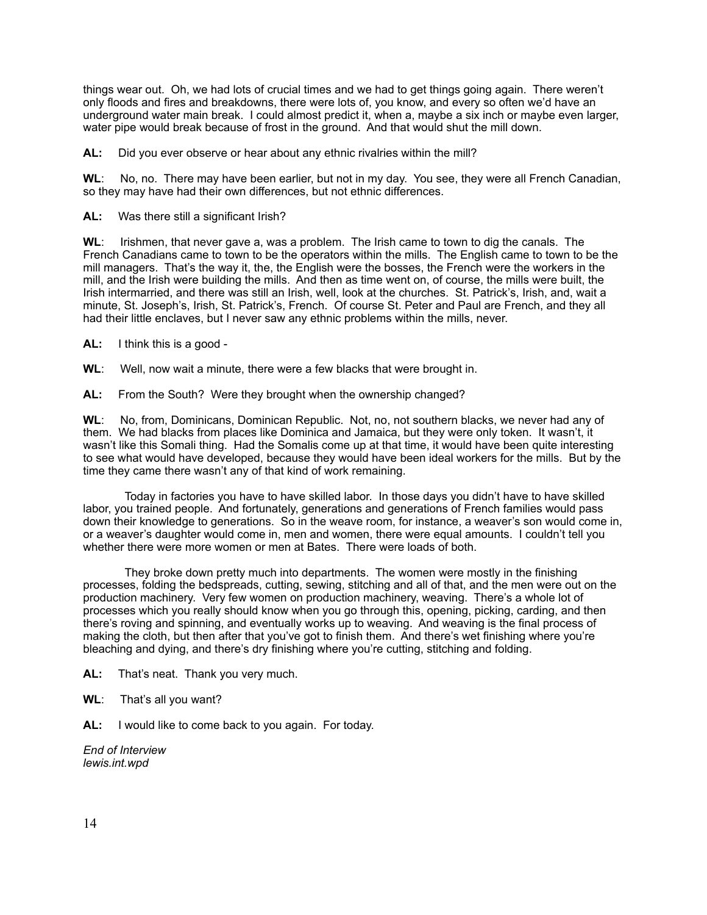things wear out. Oh, we had lots of crucial times and we had to get things going again. There weren't only floods and fires and breakdowns, there were lots of, you know, and every so often we'd have an underground water main break. I could almost predict it, when a, maybe a six inch or maybe even larger, water pipe would break because of frost in the ground. And that would shut the mill down.

**AL:** Did you ever observe or hear about any ethnic rivalries within the mill?

**WL**: No, no. There may have been earlier, but not in my day. You see, they were all French Canadian, so they may have had their own differences, but not ethnic differences.

**AL:** Was there still a significant Irish?

**WL**: Irishmen, that never gave a, was a problem. The Irish came to town to dig the canals. The French Canadians came to town to be the operators within the mills. The English came to town to be the mill managers. That's the way it, the, the English were the bosses, the French were the workers in the mill, and the Irish were building the mills. And then as time went on, of course, the mills were built, the Irish intermarried, and there was still an Irish, well, look at the churches. St. Patrick's, Irish, and, wait a minute, St. Joseph's, Irish, St. Patrick's, French. Of course St. Peter and Paul are French, and they all had their little enclaves, but I never saw any ethnic problems within the mills, never.

**AL:** I think this is a good -

**WL**: Well, now wait a minute, there were a few blacks that were brought in.

**AL:** From the South? Were they brought when the ownership changed?

**WL**: No, from, Dominicans, Dominican Republic. Not, no, not southern blacks, we never had any of them. We had blacks from places like Dominica and Jamaica, but they were only token. It wasn't, it wasn't like this Somali thing. Had the Somalis come up at that time, it would have been quite interesting to see what would have developed, because they would have been ideal workers for the mills. But by the time they came there wasn't any of that kind of work remaining.

Today in factories you have to have skilled labor. In those days you didn't have to have skilled labor, you trained people. And fortunately, generations and generations of French families would pass down their knowledge to generations. So in the weave room, for instance, a weaver's son would come in, or a weaver's daughter would come in, men and women, there were equal amounts. I couldn't tell you whether there were more women or men at Bates. There were loads of both.

They broke down pretty much into departments. The women were mostly in the finishing processes, folding the bedspreads, cutting, sewing, stitching and all of that, and the men were out on the production machinery. Very few women on production machinery, weaving. There's a whole lot of processes which you really should know when you go through this, opening, picking, carding, and then there's roving and spinning, and eventually works up to weaving. And weaving is the final process of making the cloth, but then after that you've got to finish them. And there's wet finishing where you're bleaching and dying, and there's dry finishing where you're cutting, stitching and folding.

**AL:** That's neat. Thank you very much.

**WL**: That's all you want?

**AL:** I would like to come back to you again. For today.

*End of Interview*
*lewis.int.wpd*